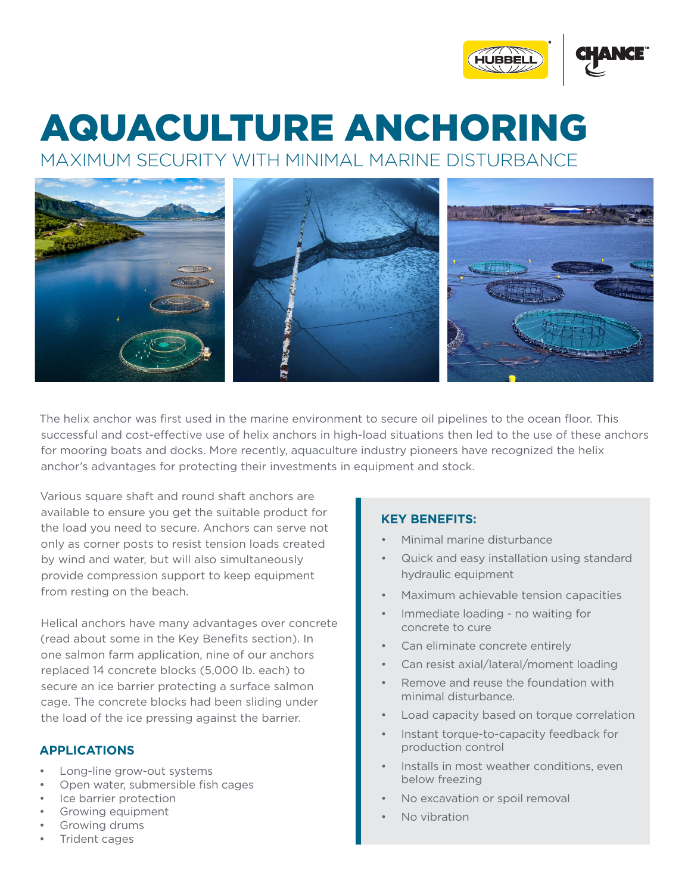# AQUACULTURE ANCHORING

## MAXIMUM SECURITY WITH MINIMAL MARINE DISTURBANCE

The helix anchor was first used in the marine environment to secure oil pipelines to the ocean floor. This successful and cost-effective use of helix anchors in high-load situations then led to the use of these anchors for mooring boats and docks. More recently, aquaculture industry pioneers have recognized the helix anchor's advantages for protecting their investments in equipment and stock.

Various square shaft and round shaft anchors are available to ensure you get the suitable product for the load you need to secure. Anchors can serve not only as corner posts to resist tension loads created by wind and water, but will also simultaneously provide compression support to keep equipment from resting on the beach.

Helical anchors have many advantages over concrete (read about some in the Key Benefits section). In one salmon farm application, nine of our anchors replaced 14 concrete blocks (5,000 lb. each) to secure an ice barrier protecting a surface salmon cage. The concrete blocks had been sliding under the load of the ice pressing against the barrier.

### APPLICATIONS

- Long-line grow-out systems
- Open water, submersible fish cages
- Ice barrier protection
- Growing equipment
- Growing drums
- Trident cages

### KEY BENEFITS:

- Minimal marine disturbance
- Quick and easy installation using standard hydraulic equipment
- Maximum achievable tension capacities
- Immediate loading - no waiting for concrete to cure
- Can eliminate concrete entirely
- Can resist axial/lateral/moment loading
- Remove and reuse the foundation with minimal disturbance.
- Load capacity based on torque correlation
- Instant torque-to-capacity feedback for production control
- Installs in most weather conditions, even below freezing
- No excavation or spoil removal
- No vibration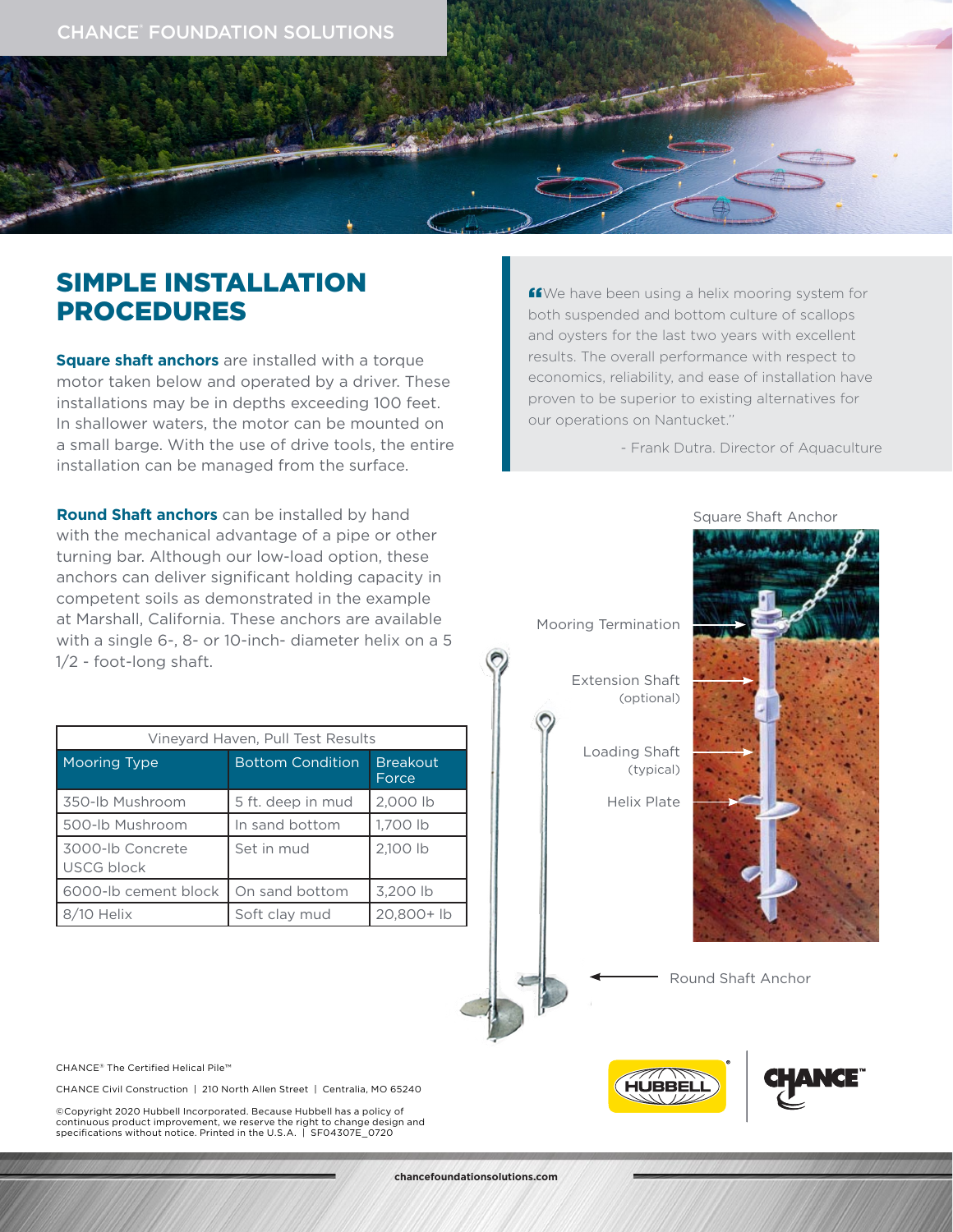## SIMPLE INSTALLATION PROCEDURES

**Square shaft anchors** are installed with a torque motor taken below and operated by a driver. These installations may be in depths exceeding 100 feet. In shallower waters, the motor can be mounted on a small barge. With the use of drive tools, the entire installation can be managed from the surface.

**Round Shaft anchors** can be installed by hand with the mechanical advantage of a pipe or other turning bar. Although our low-load option, these anchors can deliver significant holding capacity in competent soils as demonstrated in the example at Marshall, California. These anchors are available with a single 6-, 8- or 10-inch- diameter helix on a 5 1/2 - foot-long shaft.

| Vineyard Haven, Pull Test Results | | |
|---|---|---|
| Mooring Type | Bottom Condition | Breakout Force |
| 350-lb Mushroom | 5 ft. deep in mud | 2,000 lb |
| 500-lb Mushroom | In sand bottom | 1,700 lb |
| 3000-lb Concrete USCG block | Set in mud | 2,100 lb |
| 6000-lb cement block | On sand bottom | 3,200 lb |
| 8/10 Helix | Soft clay mud | 20,800+ lb |

"We have been using a helix mooring system for both suspended and bottom culture of scallops and oysters for the last two years with excellent results. The overall performance with respect to economics, reliability, and ease of installation have proven to be superior to existing alternatives for our operations on Nantucket."

- Frank Dutra. Director of Aquaculture

Square Shaft Anchor

Mooring Termination

Extension Shaft (optional)

Loading Shaft (typical)

Helix Plate

Round Shaft Anchor

CHANCE® The Certified Helical Pile™

CHANCE Civil Construction | 210 North Allen Street | Centralia, MO 65240

©Copyright 2020 Hubbell Incorporated. Because Hubbell has a policy of continuous product improvement, we reserve the right to change design and specifications without notice. Printed in the U.S.A. | SF04307E_0720

chancefoundationsolutions.com